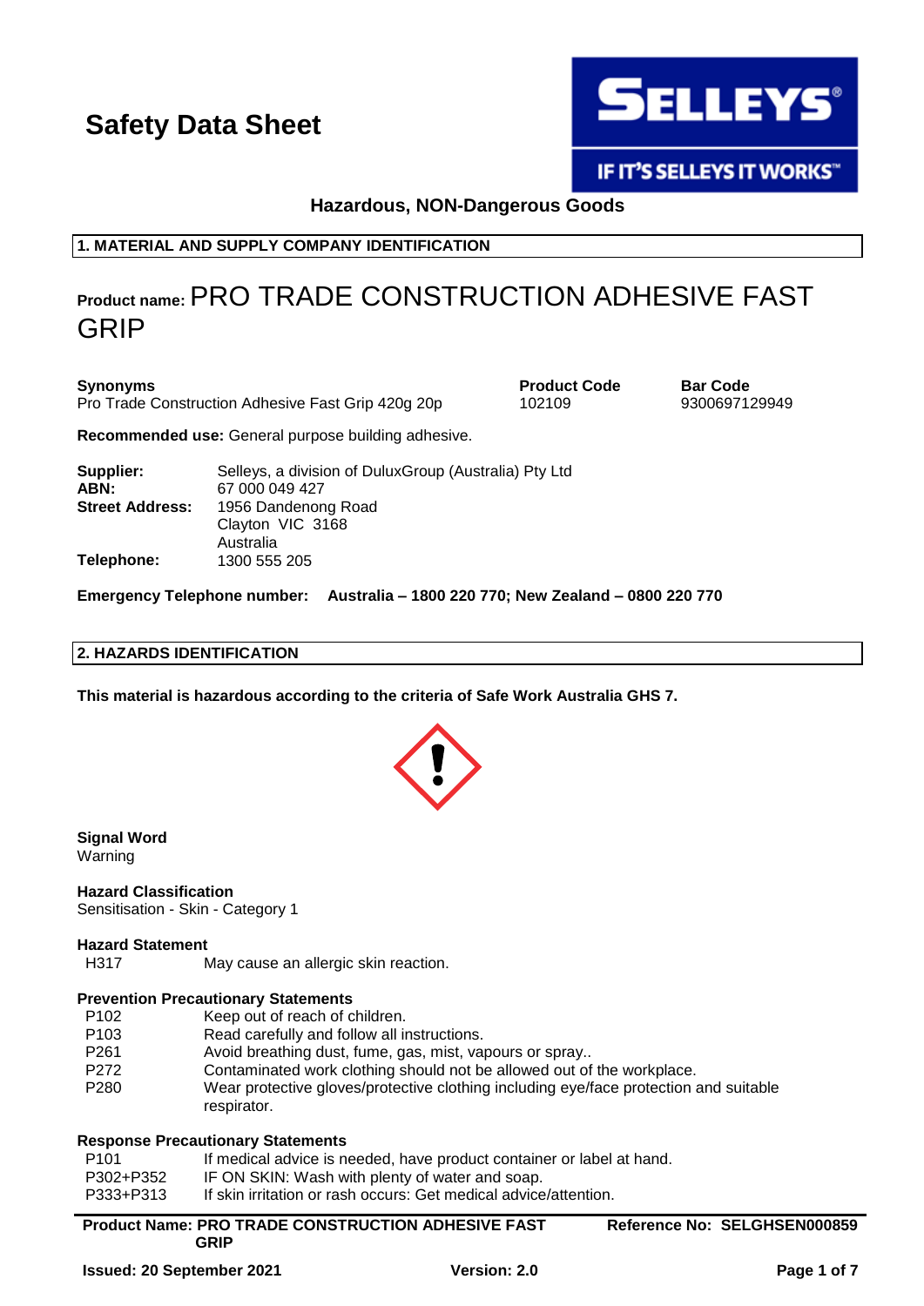# Safety Data Sheet

**Hazardous, NON-Dangerous Goods**

## 1. MATERIAL AND SUPPLY COMPANY IDENTIFICATION

**Product name:** PRO TRADE CONSTRUCTION ADHESIVE FAST GRIP

| **Synonyms** | **Product Code** | **Bar Code** |
|---|---|---|
| Pro Trade Construction Adhesive Fast Grip 420g 20p | 102109 | 9300697129949 |

**Recommended use:** General purpose building adhesive.

**Supplier:** Selleys, a division of DuluxGroup (Australia) Pty Ltd
**ABN:** 67 000 049 427
**Street Address:** 1956 Dandenong Road
Clayton VIC 3168
Australia
**Telephone:** 1300 555 205

**Emergency Telephone number:** **Australia – 1800 220 770; New Zealand – 0800 220 770**

## 2. HAZARDS IDENTIFICATION

**This material is hazardous according to the criteria of Safe Work Australia GHS 7.**

**Signal Word**
Warning

**Hazard Classification**
Sensitisation - Skin - Category 1

**Hazard Statement**

| | |
|---|---|
| H317 | May cause an allergic skin reaction. |

**Prevention Precautionary Statements**

| | |
|---|---|
| P102 | Keep out of reach of children. |
| P103 | Read carefully and follow all instructions. |
| P261 | Avoid breathing dust, fume, gas, mist, vapours or spray.. |
| P272 | Contaminated work clothing should not be allowed out of the workplace. |
| P280 | Wear protective gloves/protective clothing including eye/face protection and suitable respirator. |

**Response Precautionary Statements**

| | |
|---|---|
| P101 | If medical advice is needed, have product container or label at hand. |
| P302+P352 | IF ON SKIN: Wash with plenty of water and soap. |
| P333+P313 | If skin irritation or rash occurs: Get medical advice/attention. |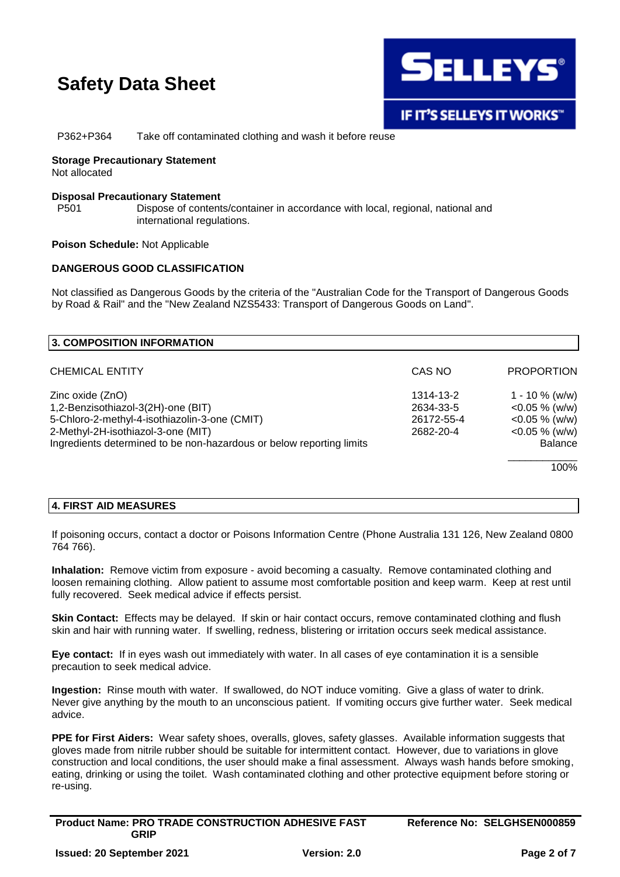P362+P364 Take off contaminated clothing and wash it before reuse

**Storage Precautionary Statement**
Not allocated

**Disposal Precautionary Statement**
P501 Dispose of contents/container in accordance with local, regional, national and international regulations.

**Poison Schedule:** Not Applicable

**DANGEROUS GOOD CLASSIFICATION**

Not classified as Dangerous Goods by the criteria of the "Australian Code for the Transport of Dangerous Goods by Road & Rail" and the "New Zealand NZS5433: Transport of Dangerous Goods on Land".

## 3. COMPOSITION INFORMATION

| CHEMICAL ENTITY | CAS NO | PROPORTION |
|---|---|---|
| Zinc oxide (ZnO) | 1314-13-2 | 1 - 10 % (w/w) |
| 1,2-Benzisothiazol-3(2H)-one (BIT) | 2634-33-5 | <0.05 % (w/w) |
| 5-Chloro-2-methyl-4-isothiazolin-3-one (CMIT) | 26172-55-4 | <0.05 % (w/w) |
| 2-Methyl-2H-isothiazol-3-one (MIT) | 2682-20-4 | <0.05 % (w/w) |
| Ingredients determined to be non-hazardous or below reporting limits | | Balance |
| | | 100% |

## 4. FIRST AID MEASURES

If poisoning occurs, contact a doctor or Poisons Information Centre (Phone Australia 131 126, New Zealand 0800 764 766).

**Inhalation:** Remove victim from exposure - avoid becoming a casualty. Remove contaminated clothing and loosen remaining clothing. Allow patient to assume most comfortable position and keep warm. Keep at rest until fully recovered. Seek medical advice if effects persist.

**Skin Contact:** Effects may be delayed. If skin or hair contact occurs, remove contaminated clothing and flush skin and hair with running water. If swelling, redness, blistering or irritation occurs seek medical assistance.

**Eye contact:** If in eyes wash out immediately with water. In all cases of eye contamination it is a sensible precaution to seek medical advice.

**Ingestion:** Rinse mouth with water. If swallowed, do NOT induce vomiting. Give a glass of water to drink. Never give anything by the mouth to an unconscious patient. If vomiting occurs give further water. Seek medical advice.

**PPE for First Aiders:** Wear safety shoes, overalls, gloves, safety glasses. Available information suggests that gloves made from nitrile rubber should be suitable for intermittent contact. However, due to variations in glove construction and local conditions, the user should make a final assessment. Always wash hands before smoking, eating, drinking or using the toilet. Wash contaminated clothing and other protective equipment before storing or re-using.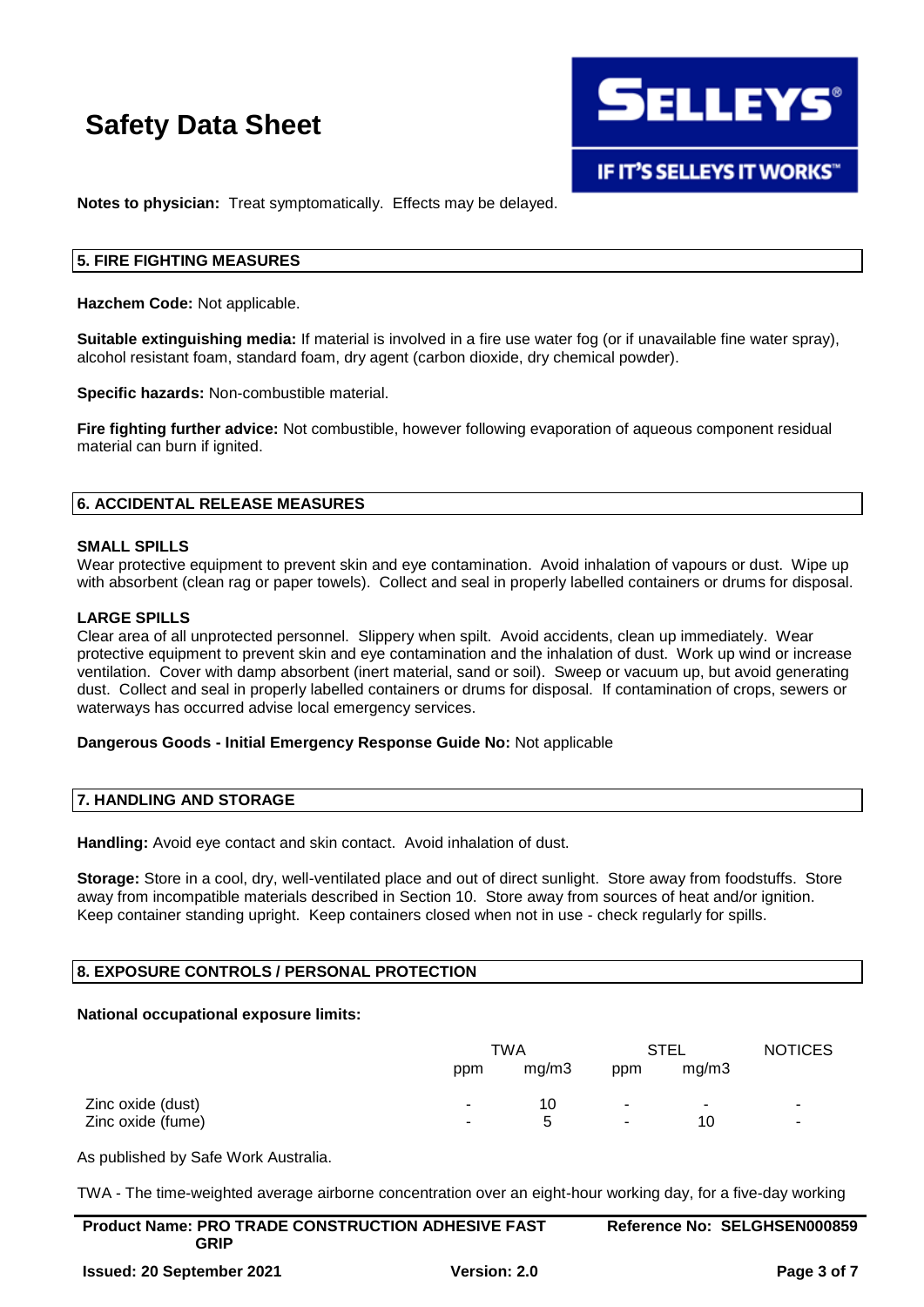**Notes to physician:** Treat symptomatically. Effects may be delayed.

## 5. FIRE FIGHTING MEASURES

**Hazchem Code:** Not applicable.

**Suitable extinguishing media:** If material is involved in a fire use water fog (or if unavailable fine water spray), alcohol resistant foam, standard foam, dry agent (carbon dioxide, dry chemical powder).

**Specific hazards:** Non-combustible material.

**Fire fighting further advice:** Not combustible, however following evaporation of aqueous component residual material can burn if ignited.

## 6. ACCIDENTAL RELEASE MEASURES

**SMALL SPILLS**
Wear protective equipment to prevent skin and eye contamination. Avoid inhalation of vapours or dust. Wipe up with absorbent (clean rag or paper towels). Collect and seal in properly labelled containers or drums for disposal.

**LARGE SPILLS**
Clear area of all unprotected personnel. Slippery when spilt. Avoid accidents, clean up immediately. Wear protective equipment to prevent skin and eye contamination and the inhalation of dust. Work up wind or increase ventilation. Cover with damp absorbent (inert material, sand or soil). Sweep or vacuum up, but avoid generating dust. Collect and seal in properly labelled containers or drums for disposal. If contamination of crops, sewers or waterways has occurred advise local emergency services.

**Dangerous Goods - Initial Emergency Response Guide No:** Not applicable

## 7. HANDLING AND STORAGE

**Handling:** Avoid eye contact and skin contact. Avoid inhalation of dust.

**Storage:** Store in a cool, dry, well-ventilated place and out of direct sunlight. Store away from foodstuffs. Store away from incompatible materials described in Section 10. Store away from sources of heat and/or ignition. Keep container standing upright. Keep containers closed when not in use - check regularly for spills.

## 8. EXPOSURE CONTROLS / PERSONAL PROTECTION

**National occupational exposure limits:**

| | TWA | | STEL | | NOTICES |
|---|---|---|---|---|---|
| | ppm | mg/m3 | ppm | mg/m3 | |
| Zinc oxide (dust) | - | 10 | - | - | - |
| Zinc oxide (fume) | - | 5 | - | 10 | - |

As published by Safe Work Australia.

TWA - The time-weighted average airborne concentration over an eight-hour working day, for a five-day working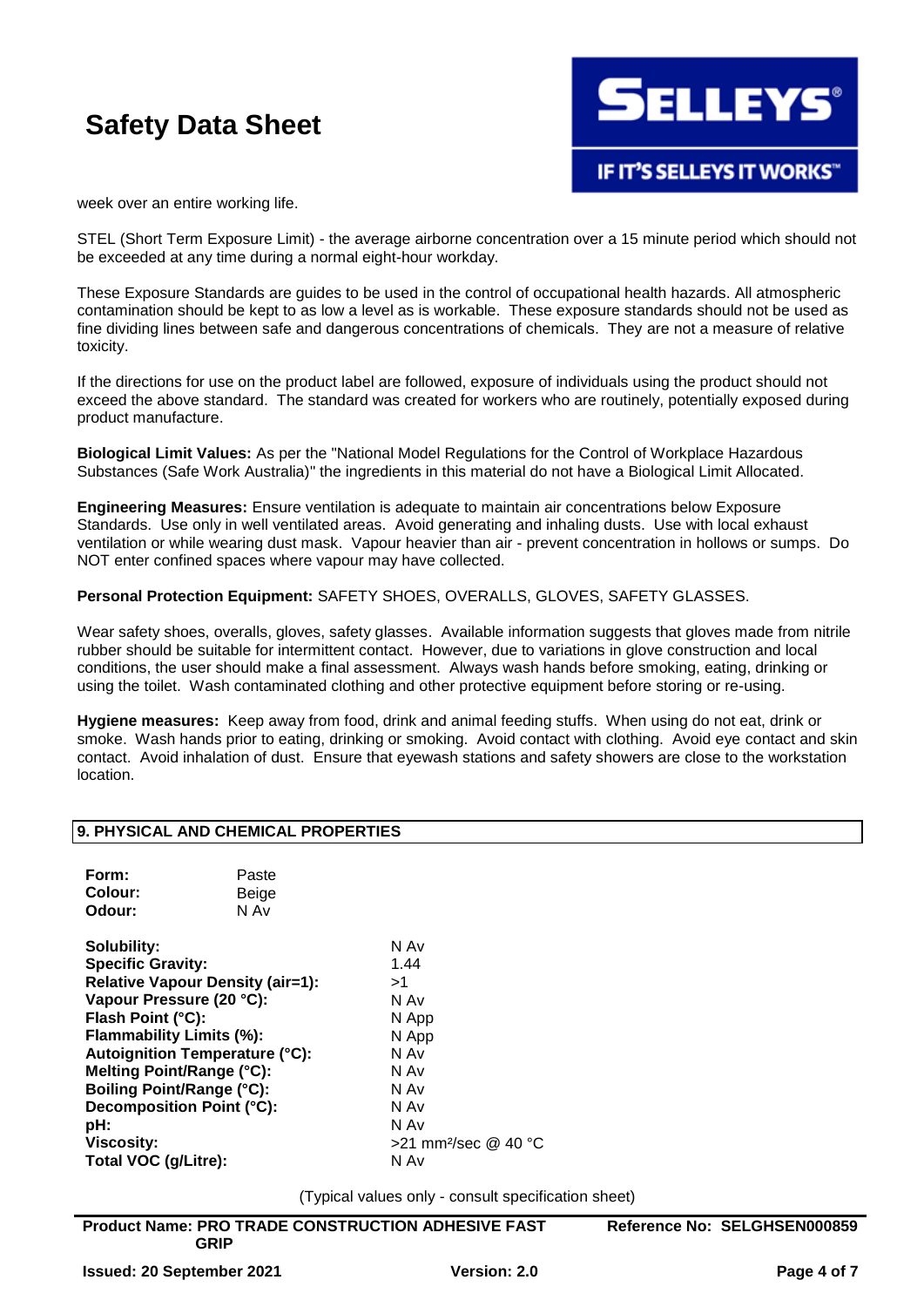week over an entire working life.

STEL (Short Term Exposure Limit) - the average airborne concentration over a 15 minute period which should not be exceeded at any time during a normal eight-hour workday.

These Exposure Standards are guides to be used in the control of occupational health hazards. All atmospheric contamination should be kept to as low a level as is workable. These exposure standards should not be used as fine dividing lines between safe and dangerous concentrations of chemicals. They are not a measure of relative toxicity.

If the directions for use on the product label are followed, exposure of individuals using the product should not exceed the above standard. The standard was created for workers who are routinely, potentially exposed during product manufacture.

**Biological Limit Values:** As per the "National Model Regulations for the Control of Workplace Hazardous Substances (Safe Work Australia)" the ingredients in this material do not have a Biological Limit Allocated.

**Engineering Measures:** Ensure ventilation is adequate to maintain air concentrations below Exposure Standards. Use only in well ventilated areas. Avoid generating and inhaling dusts. Use with local exhaust ventilation or while wearing dust mask. Vapour heavier than air - prevent concentration in hollows or sumps. Do NOT enter confined spaces where vapour may have collected.

**Personal Protection Equipment:** SAFETY SHOES, OVERALLS, GLOVES, SAFETY GLASSES.

Wear safety shoes, overalls, gloves, safety glasses. Available information suggests that gloves made from nitrile rubber should be suitable for intermittent contact. However, due to variations in glove construction and local conditions, the user should make a final assessment. Always wash hands before smoking, eating, drinking or using the toilet. Wash contaminated clothing and other protective equipment before storing or re-using.

**Hygiene measures:** Keep away from food, drink and animal feeding stuffs. When using do not eat, drink or smoke. Wash hands prior to eating, drinking or smoking. Avoid contact with clothing. Avoid eye contact and skin contact. Avoid inhalation of dust. Ensure that eyewash stations and safety showers are close to the workstation location.

## 9. PHYSICAL AND CHEMICAL PROPERTIES

| | |
|---|---|
| **Form:** | Paste |
| **Colour:** | Beige |
| **Odour:** | N Av |

| | |
|---|---|
| **Solubility:** | N Av |
| **Specific Gravity:** | 1.44 |
| **Relative Vapour Density (air=1):** | >1 |
| **Vapour Pressure (20 °C):** | N Av |
| **Flash Point (°C):** | N App |
| **Flammability Limits (%):** | N App |
| **Autoignition Temperature (°C):** | N Av |
| **Melting Point/Range (°C):** | N Av |
| **Boiling Point/Range (°C):** | N Av |
| **Decomposition Point (°C):** | N Av |
| **pH:** | N Av |
| **Viscosity:** | >21 $mm^2$/sec @ 40 °C |
| **Total VOC (g/Litre):** | N Av |

(Typical values only - consult specification sheet)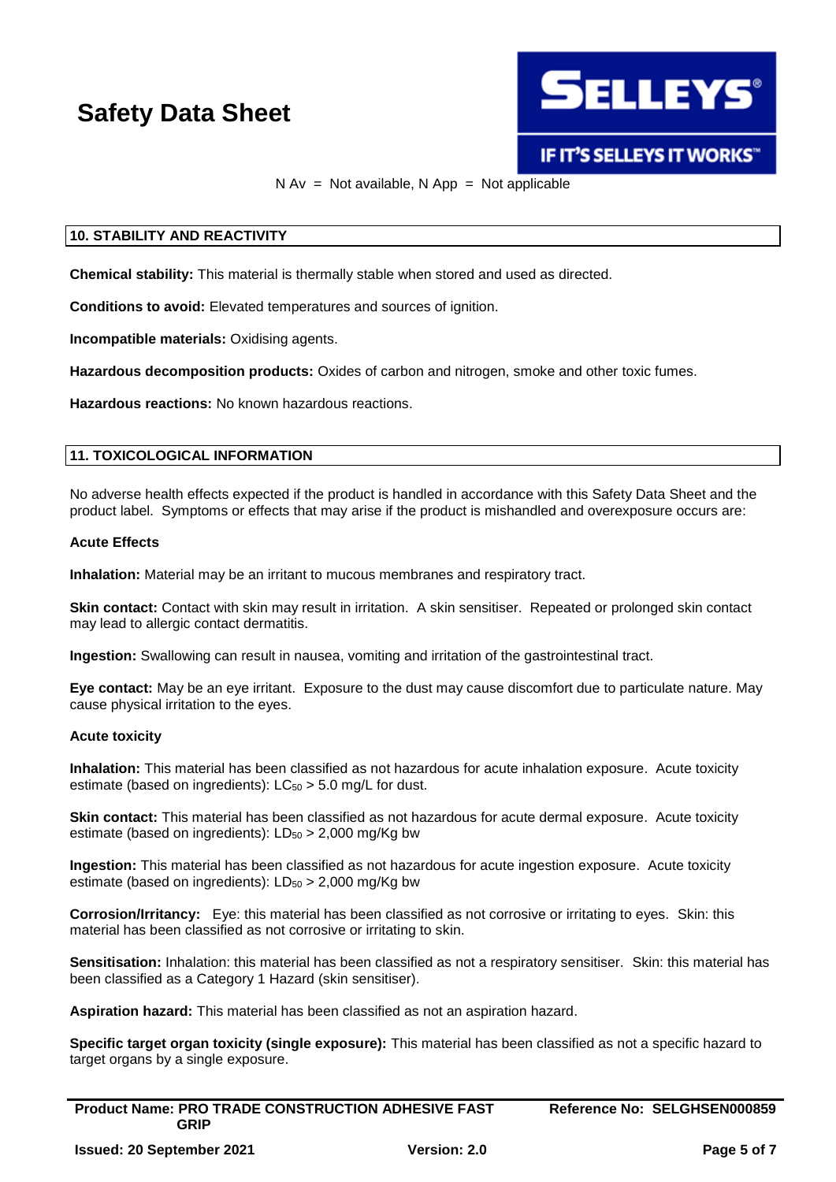N Av = Not available, N App = Not applicable

## 10. STABILITY AND REACTIVITY

**Chemical stability:** This material is thermally stable when stored and used as directed.

**Conditions to avoid:** Elevated temperatures and sources of ignition.

**Incompatible materials:** Oxidising agents.

**Hazardous decomposition products:** Oxides of carbon and nitrogen, smoke and other toxic fumes.

**Hazardous reactions:** No known hazardous reactions.

## 11. TOXICOLOGICAL INFORMATION

No adverse health effects expected if the product is handled in accordance with this Safety Data Sheet and the product label. Symptoms or effects that may arise if the product is mishandled and overexposure occurs are:

### Acute Effects

**Inhalation:** Material may be an irritant to mucous membranes and respiratory tract.

**Skin contact:** Contact with skin may result in irritation. A skin sensitiser. Repeated or prolonged skin contact may lead to allergic contact dermatitis.

**Ingestion:** Swallowing can result in nausea, vomiting and irritation of the gastrointestinal tract.

**Eye contact:** May be an eye irritant. Exposure to the dust may cause discomfort due to particulate nature. May cause physical irritation to the eyes.

### Acute toxicity

**Inhalation:** This material has been classified as not hazardous for acute inhalation exposure. Acute toxicity estimate (based on ingredients): $LC_{50}$ > 5.0 mg/L for dust.

**Skin contact:** This material has been classified as not hazardous for acute dermal exposure. Acute toxicity estimate (based on ingredients): $LD_{50}$ > 2,000 mg/Kg bw

**Ingestion:** This material has been classified as not hazardous for acute ingestion exposure. Acute toxicity estimate (based on ingredients): $LD_{50}$ > 2,000 mg/Kg bw

**Corrosion/Irritancy:** Eye: this material has been classified as not corrosive or irritating to eyes. Skin: this material has been classified as not corrosive or irritating to skin.

**Sensitisation:** Inhalation: this material has been classified as not a respiratory sensitiser. Skin: this material has been classified as a Category 1 Hazard (skin sensitiser).

**Aspiration hazard:** This material has been classified as not an aspiration hazard.

**Specific target organ toxicity (single exposure):** This material has been classified as not a specific hazard to target organs by a single exposure.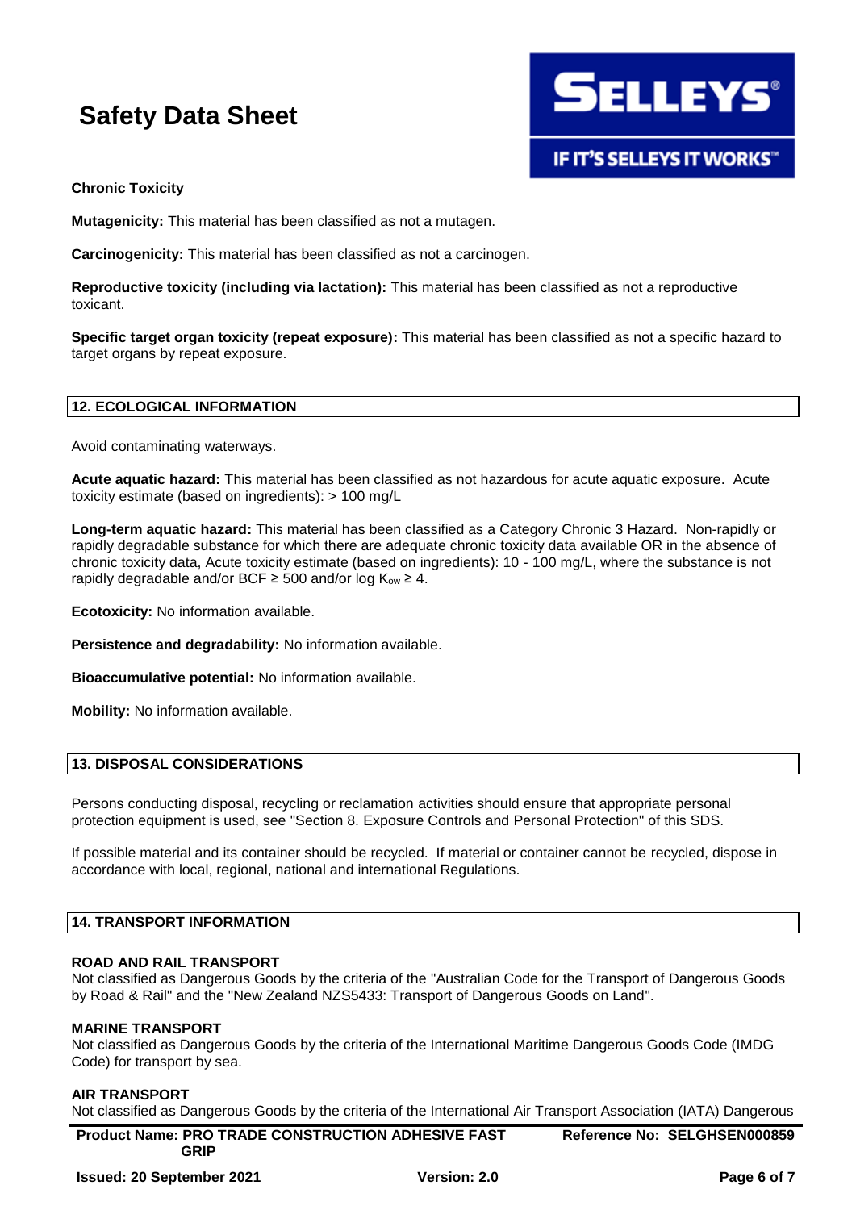**Chronic Toxicity**

**Mutagenicity:** This material has been classified as not a mutagen.

**Carcinogenicity:** This material has been classified as not a carcinogen.

**Reproductive toxicity (including via lactation):** This material has been classified as not a reproductive toxicant.

**Specific target organ toxicity (repeat exposure):** This material has been classified as not a specific hazard to target organs by repeat exposure.

## 12. ECOLOGICAL INFORMATION

Avoid contaminating waterways.

**Acute aquatic hazard:** This material has been classified as not hazardous for acute aquatic exposure. Acute toxicity estimate (based on ingredients): > 100 mg/L

**Long-term aquatic hazard:** This material has been classified as a Category Chronic 3 Hazard. Non-rapidly or rapidly degradable substance for which there are adequate chronic toxicity data available OR in the absence of chronic toxicity data, Acute toxicity estimate (based on ingredients): 10 - 100 mg/L, where the substance is not rapidly degradable and/or BCF ≥ 500 and/or log $K_{ow}$ ≥ 4.

**Ecotoxicity:** No information available.

**Persistence and degradability:** No information available.

**Bioaccumulative potential:** No information available.

**Mobility:** No information available.

## 13. DISPOSAL CONSIDERATIONS

Persons conducting disposal, recycling or reclamation activities should ensure that appropriate personal protection equipment is used, see "Section 8. Exposure Controls and Personal Protection" of this SDS.

If possible material and its container should be recycled. If material or container cannot be recycled, dispose in accordance with local, regional, national and international Regulations.

## 14. TRANSPORT INFORMATION

**ROAD AND RAIL TRANSPORT**
Not classified as Dangerous Goods by the criteria of the "Australian Code for the Transport of Dangerous Goods by Road & Rail" and the "New Zealand NZS5433: Transport of Dangerous Goods on Land".

**MARINE TRANSPORT**
Not classified as Dangerous Goods by the criteria of the International Maritime Dangerous Goods Code (IMDG Code) for transport by sea.

**AIR TRANSPORT**
Not classified as Dangerous Goods by the criteria of the International Air Transport Association (IATA) Dangerous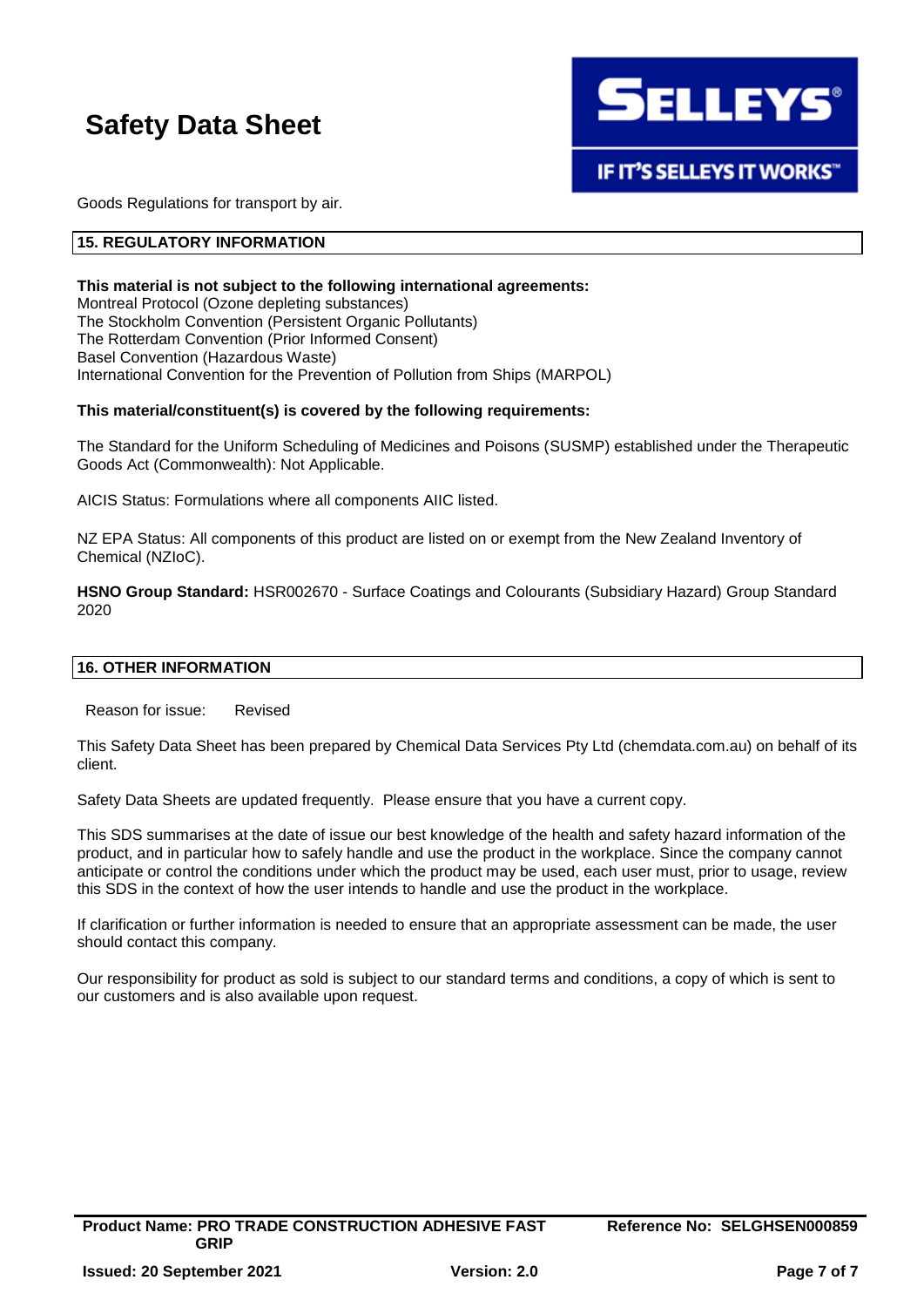Goods Regulations for transport by air.

## 15. REGULATORY INFORMATION

**This material is not subject to the following international agreements:**
Montreal Protocol (Ozone depleting substances)
The Stockholm Convention (Persistent Organic Pollutants)
The Rotterdam Convention (Prior Informed Consent)
Basel Convention (Hazardous Waste)
International Convention for the Prevention of Pollution from Ships (MARPOL)

**This material/constituent(s) is covered by the following requirements:**

The Standard for the Uniform Scheduling of Medicines and Poisons (SUSMP) established under the Therapeutic Goods Act (Commonwealth): Not Applicable.

AICIS Status: Formulations where all components AIIC listed.

NZ EPA Status: All components of this product are listed on or exempt from the New Zealand Inventory of Chemical (NZIoC).

**HSNO Group Standard:** HSR002670 - Surface Coatings and Colourants (Subsidiary Hazard) Group Standard 2020

## 16. OTHER INFORMATION

Reason for issue: Revised

This Safety Data Sheet has been prepared by Chemical Data Services Pty Ltd (chemdata.com.au) on behalf of its client.

Safety Data Sheets are updated frequently. Please ensure that you have a current copy.

This SDS summarises at the date of issue our best knowledge of the health and safety hazard information of the product, and in particular how to safely handle and use the product in the workplace. Since the company cannot anticipate or control the conditions under which the product may be used, each user must, prior to usage, review this SDS in the context of how the user intends to handle and use the product in the workplace.

If clarification or further information is needed to ensure that an appropriate assessment can be made, the user should contact this company.

Our responsibility for product as sold is subject to our standard terms and conditions, a copy of which is sent to our customers and is also available upon request.